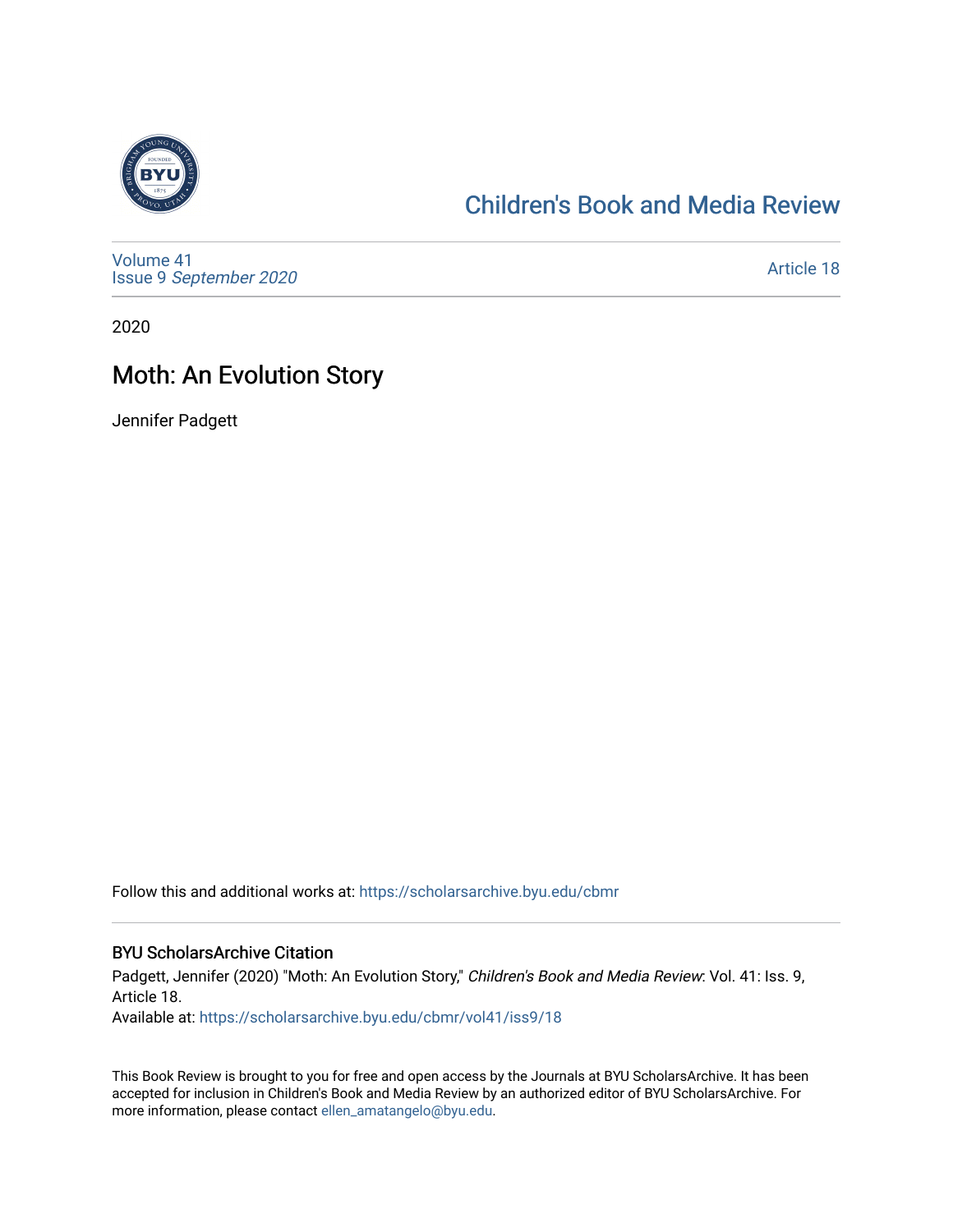Children's Book and Media Review

Volume 41
Issue 9 *September 2020*

Article 18

2020

# Moth: An Evolution Story

Jennifer Padgett

Follow this and additional works at: https://scholarsarchive.byu.edu/cbmr

## BYU ScholarsArchive Citation

Padgett, Jennifer (2020) "Moth: An Evolution Story," *Children's Book and Media Review*: Vol. 41: Iss. 9, Article 18.
Available at: https://scholarsarchive.byu.edu/cbmr/vol41/iss9/18

This Book Review is brought to you for free and open access by the Journals at BYU ScholarsArchive. It has been accepted for inclusion in Children's Book and Media Review by an authorized editor of BYU ScholarsArchive. For more information, please contact ellen_amatangelo@byu.edu.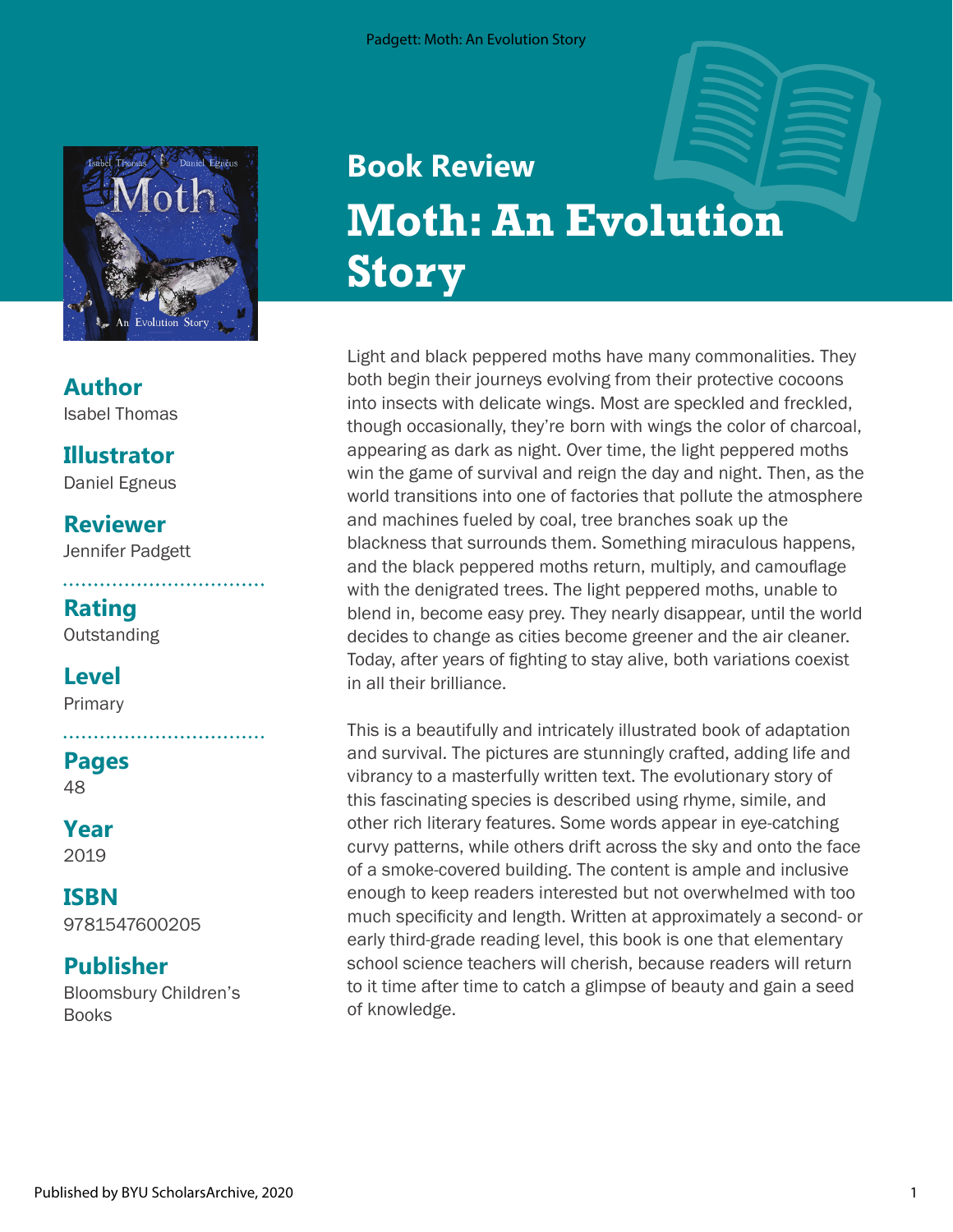# Book Review

## Moth: An Evolution Story

**Author**
Isabel Thomas

**Illustrator**
Daniel Egneus

**Reviewer**
Jennifer Padgett

**Rating**
Outstanding

**Level**
Primary

**Pages**
48

**Year**
2019

**ISBN**
9781547600205

**Publisher**
Bloomsbury Children's Books

Light and black peppered moths have many commonalities. They both begin their journeys evolving from their protective cocoons into insects with delicate wings. Most are speckled and freckled, though occasionally, they're born with wings the color of charcoal, appearing as dark as night. Over time, the light peppered moths win the game of survival and reign the day and night. Then, as the world transitions into one of factories that pollute the atmosphere and machines fueled by coal, tree branches soak up the blackness that surrounds them. Something miraculous happens, and the black peppered moths return, multiply, and camouflage with the denigrated trees. The light peppered moths, unable to blend in, become easy prey. They nearly disappear, until the world decides to change as cities become greener and the air cleaner. Today, after years of fighting to stay alive, both variations coexist in all their brilliance.

This is a beautifully and intricately illustrated book of adaptation and survival. The pictures are stunningly crafted, adding life and vibrancy to a masterfully written text. The evolutionary story of this fascinating species is described using rhyme, simile, and other rich literary features. Some words appear in eye-catching curvy patterns, while others drift across the sky and onto the face of a smoke-covered building. The content is ample and inclusive enough to keep readers interested but not overwhelmed with too much specificity and length. Written at approximately a second- or early third-grade reading level, this book is one that elementary school science teachers will cherish, because readers will return to it time after time to catch a glimpse of beauty and gain a seed of knowledge.